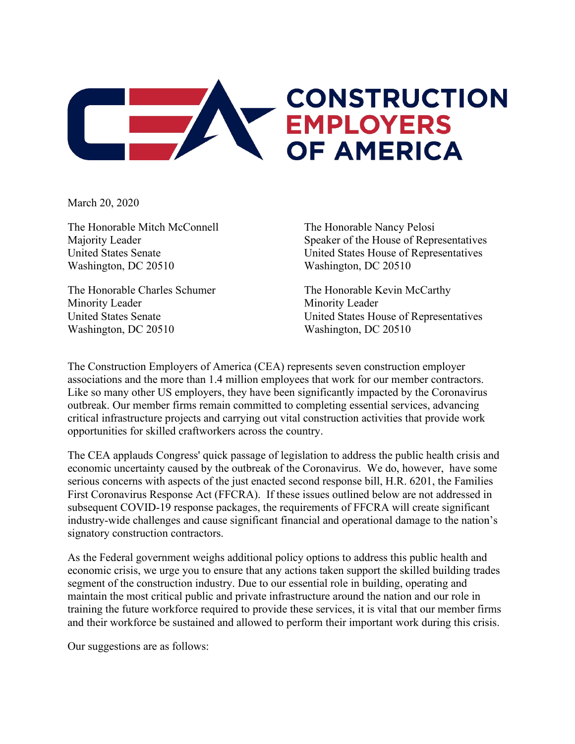# CONSTRUCTION EMPLOYERS OF AMERICA

March 20, 2020

The Honorable Mitch McConnell
Majority Leader
United States Senate
Washington, DC 20510

The Honorable Nancy Pelosi
Speaker of the House of Representatives
United States House of Representatives
Washington, DC 20510

The Honorable Charles Schumer
Minority Leader
United States Senate
Washington, DC 20510

The Honorable Kevin McCarthy
Minority Leader
United States House of Representatives
Washington, DC 20510

The Construction Employers of America (CEA) represents seven construction employer associations and the more than 1.4 million employees that work for our member contractors. Like so many other US employers, they have been significantly impacted by the Coronavirus outbreak. Our member firms remain committed to completing essential services, advancing critical infrastructure projects and carrying out vital construction activities that provide work opportunities for skilled craftworkers across the country.

The CEA applauds Congress' quick passage of legislation to address the public health crisis and economic uncertainty caused by the outbreak of the Coronavirus. We do, however, have some serious concerns with aspects of the just enacted second response bill, H.R. 6201, the Families First Coronavirus Response Act (FFCRA). If these issues outlined below are not addressed in subsequent COVID-19 response packages, the requirements of FFCRA will create significant industry-wide challenges and cause significant financial and operational damage to the nation's signatory construction contractors.

As the Federal government weighs additional policy options to address this public health and economic crisis, we urge you to ensure that any actions taken support the skilled building trades segment of the construction industry. Due to our essential role in building, operating and maintain the most critical public and private infrastructure around the nation and our role in training the future workforce required to provide these services, it is vital that our member firms and their workforce be sustained and allowed to perform their important work during this crisis.

Our suggestions are as follows: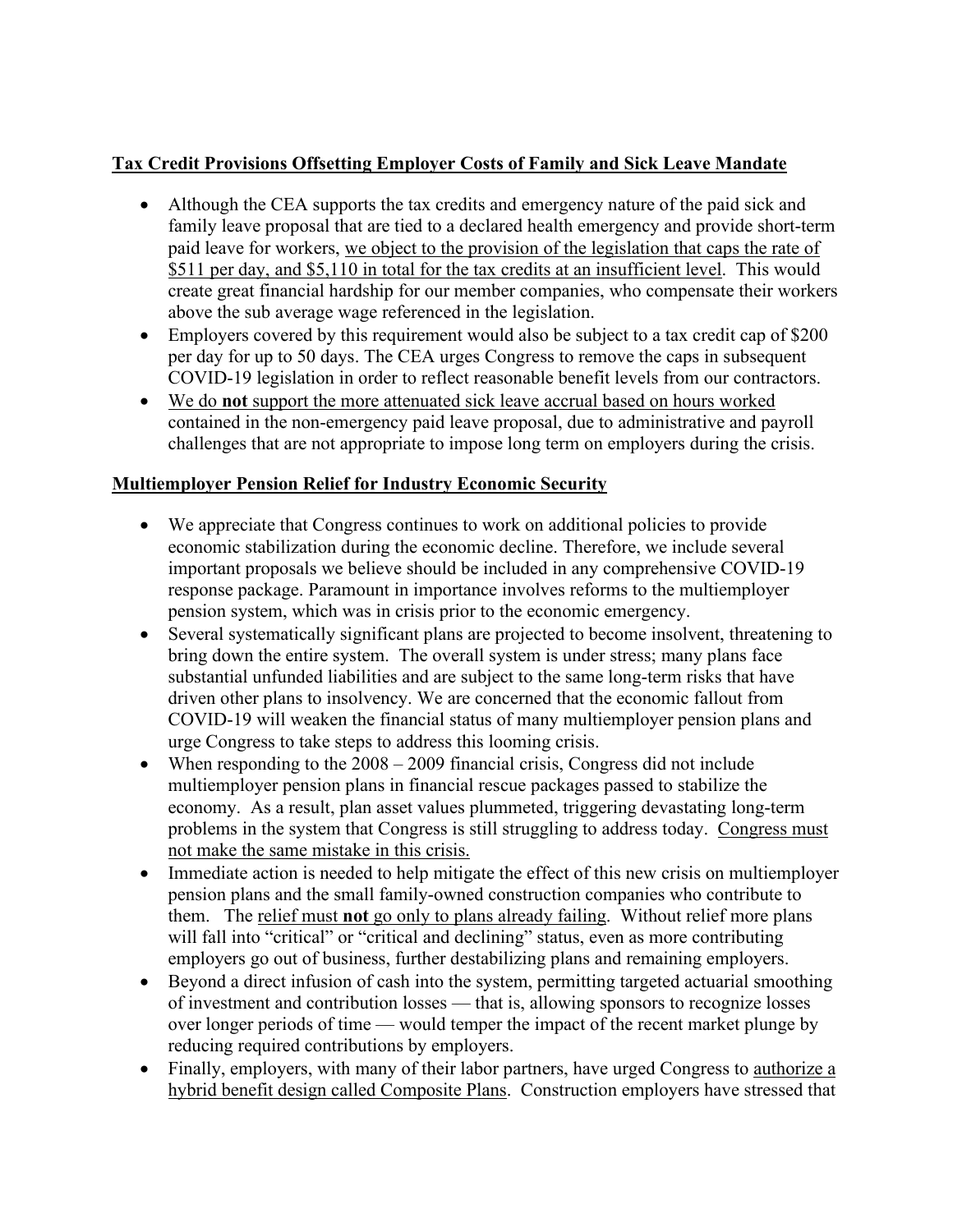**Tax Credit Provisions Offsetting Employer Costs of Family and Sick Leave Mandate**

- Although the CEA supports the tax credits and emergency nature of the paid sick and family leave proposal that are tied to a declared health emergency and provide short-term paid leave for workers, we object to the provision of the legislation that caps the rate of $511 per day, and $5,110 in total for the tax credits at an insufficient level. This would create great financial hardship for our member companies, who compensate their workers above the sub average wage referenced in the legislation.
- Employers covered by this requirement would also be subject to a tax credit cap of $200 per day for up to 50 days. The CEA urges Congress to remove the caps in subsequent COVID-19 legislation in order to reflect reasonable benefit levels from our contractors.
- We do **not** support the more attenuated sick leave accrual based on hours worked contained in the non-emergency paid leave proposal, due to administrative and payroll challenges that are not appropriate to impose long term on employers during the crisis.

**Multiemployer Pension Relief for Industry Economic Security**

- We appreciate that Congress continues to work on additional policies to provide economic stabilization during the economic decline. Therefore, we include several important proposals we believe should be included in any comprehensive COVID-19 response package. Paramount in importance involves reforms to the multiemployer pension system, which was in crisis prior to the economic emergency.
- Several systematically significant plans are projected to become insolvent, threatening to bring down the entire system. The overall system is under stress; many plans face substantial unfunded liabilities and are subject to the same long-term risks that have driven other plans to insolvency. We are concerned that the economic fallout from COVID-19 will weaken the financial status of many multiemployer pension plans and urge Congress to take steps to address this looming crisis.
- When responding to the 2008 – 2009 financial crisis, Congress did not include multiemployer pension plans in financial rescue packages passed to stabilize the economy. As a result, plan asset values plummeted, triggering devastating long-term problems in the system that Congress is still struggling to address today. Congress must not make the same mistake in this crisis.
- Immediate action is needed to help mitigate the effect of this new crisis on multiemployer pension plans and the small family-owned construction companies who contribute to them. The relief must **not** go only to plans already failing. Without relief more plans will fall into "critical" or "critical and declining" status, even as more contributing employers go out of business, further destabilizing plans and remaining employers.
- Beyond a direct infusion of cash into the system, permitting targeted actuarial smoothing of investment and contribution losses — that is, allowing sponsors to recognize losses over longer periods of time — would temper the impact of the recent market plunge by reducing required contributions by employers.
- Finally, employers, with many of their labor partners, have urged Congress to authorize a hybrid benefit design called Composite Plans. Construction employers have stressed that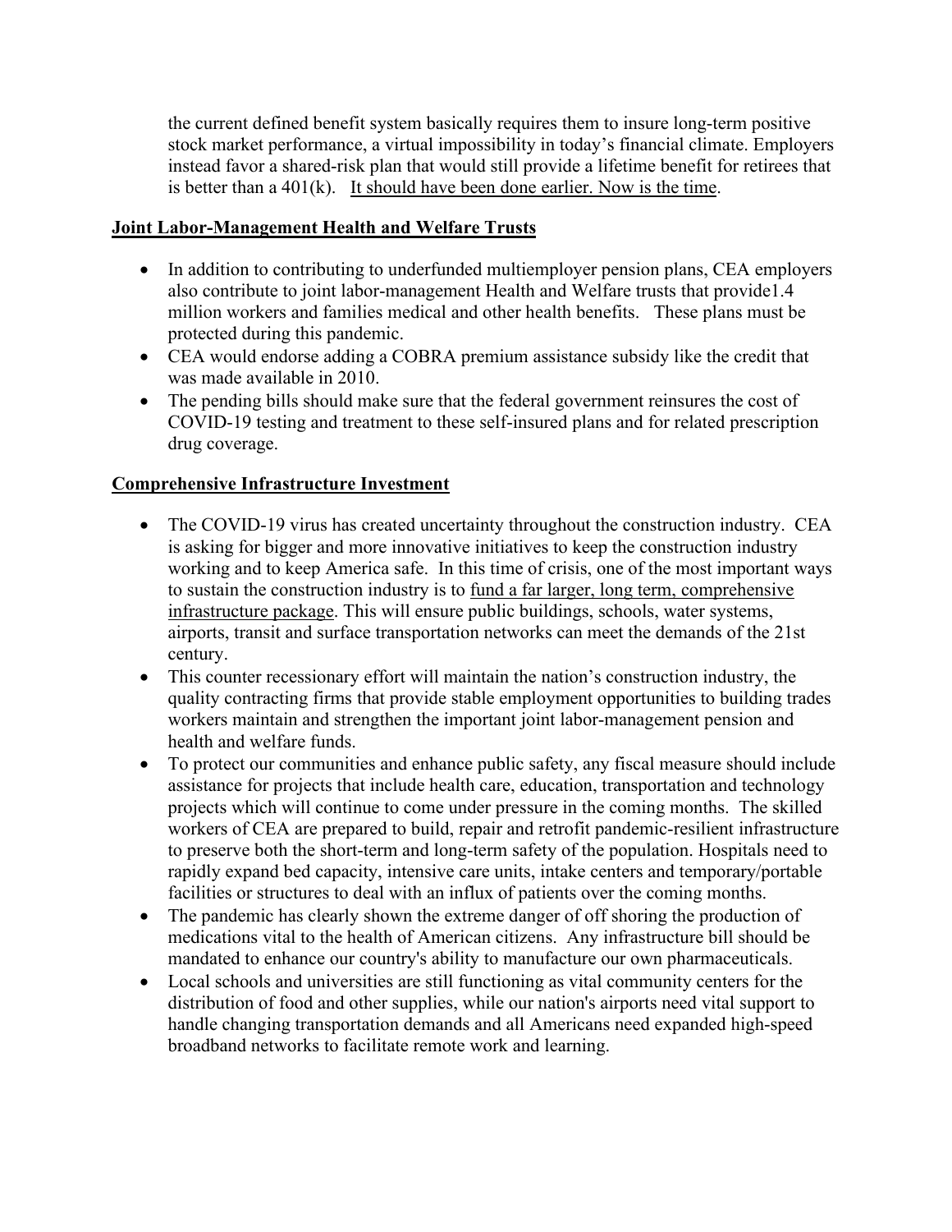the current defined benefit system basically requires them to insure long-term positive stock market performance, a virtual impossibility in today's financial climate. Employers instead favor a shared-risk plan that would still provide a lifetime benefit for retirees that is better than a 401(k). <u>It should have been done earlier. Now is the time</u>.

## <u>Joint Labor-Management Health and Welfare Trusts</u>

- In addition to contributing to underfunded multiemployer pension plans, CEA employers also contribute to joint labor-management Health and Welfare trusts that provide1.4 million workers and families medical and other health benefits. These plans must be protected during this pandemic.
- CEA would endorse adding a COBRA premium assistance subsidy like the credit that was made available in 2010.
- The pending bills should make sure that the federal government reinsures the cost of COVID-19 testing and treatment to these self-insured plans and for related prescription drug coverage.

## <u>Comprehensive Infrastructure Investment</u>

- The COVID-19 virus has created uncertainty throughout the construction industry. CEA is asking for bigger and more innovative initiatives to keep the construction industry working and to keep America safe. In this time of crisis, one of the most important ways to sustain the construction industry is to <u>fund a far larger, long term, comprehensive infrastructure package</u>. This will ensure public buildings, schools, water systems, airports, transit and surface transportation networks can meet the demands of the 21st century.
- This counter recessionary effort will maintain the nation's construction industry, the quality contracting firms that provide stable employment opportunities to building trades workers maintain and strengthen the important joint labor-management pension and health and welfare funds.
- To protect our communities and enhance public safety, any fiscal measure should include assistance for projects that include health care, education, transportation and technology projects which will continue to come under pressure in the coming months. The skilled workers of CEA are prepared to build, repair and retrofit pandemic-resilient infrastructure to preserve both the short-term and long-term safety of the population. Hospitals need to rapidly expand bed capacity, intensive care units, intake centers and temporary/portable facilities or structures to deal with an influx of patients over the coming months.
- The pandemic has clearly shown the extreme danger of off shoring the production of medications vital to the health of American citizens. Any infrastructure bill should be mandated to enhance our country's ability to manufacture our own pharmaceuticals.
- Local schools and universities are still functioning as vital community centers for the distribution of food and other supplies, while our nation's airports need vital support to handle changing transportation demands and all Americans need expanded high-speed broadband networks to facilitate remote work and learning.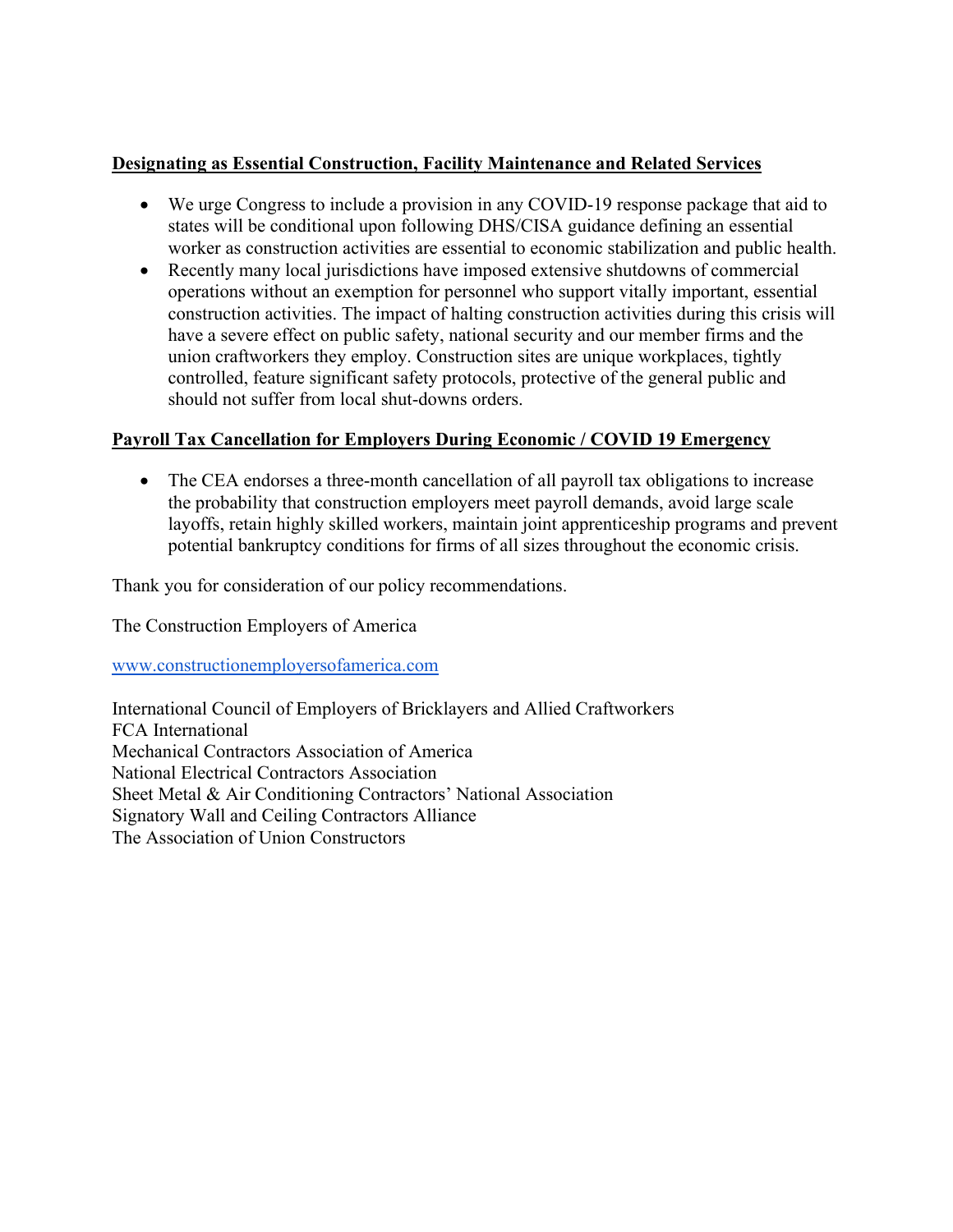**Designating as Essential Construction, Facility Maintenance and Related Services**

- We urge Congress to include a provision in any COVID-19 response package that aid to states will be conditional upon following DHS/CISA guidance defining an essential worker as construction activities are essential to economic stabilization and public health.
- Recently many local jurisdictions have imposed extensive shutdowns of commercial operations without an exemption for personnel who support vitally important, essential construction activities. The impact of halting construction activities during this crisis will have a severe effect on public safety, national security and our member firms and the union craftworkers they employ. Construction sites are unique workplaces, tightly controlled, feature significant safety protocols, protective of the general public and should not suffer from local shut-downs orders.

**Payroll Tax Cancellation for Employers During Economic / COVID 19 Emergency**

- The CEA endorses a three-month cancellation of all payroll tax obligations to increase the probability that construction employers meet payroll demands, avoid large scale layoffs, retain highly skilled workers, maintain joint apprenticeship programs and prevent potential bankruptcy conditions for firms of all sizes throughout the economic crisis.

Thank you for consideration of our policy recommendations.

The Construction Employers of America

www.constructionemployersofamerica.com

International Council of Employers of Bricklayers and Allied Craftworkers
FCA International
Mechanical Contractors Association of America
National Electrical Contractors Association
Sheet Metal & Air Conditioning Contractors' National Association
Signatory Wall and Ceiling Contractors Alliance
The Association of Union Constructors